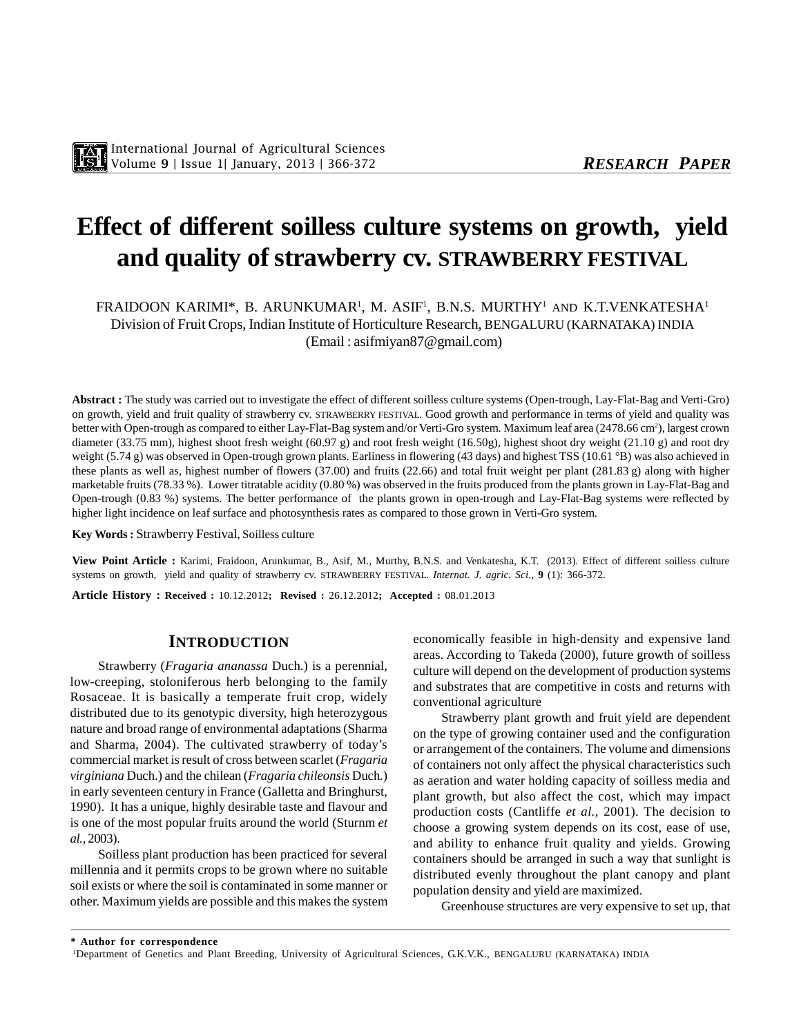# Effect of different soilless culture systems on growth, yield and quality of strawberry cv. STRAWBERRY FESTIVAL

FRAIDOON KARIMI*, B. ARUNKUMAR[1], M. ASIF[1], B.N.S. MURTHY[1] AND K.T.VENKATESHA[1]

Division of Fruit Crops, Indian Institute of Horticulture Research, BENGALURU (KARNATAKA) INDIA

(Email : asifmiyan87@gmail.com)

**Abstract :** The study was carried out to investigate the effect of different soilless culture systems (Open-trough, Lay-Flat-Bag and Verti-Gro) on growth, yield and fruit quality of strawberry cv. STRAWBERRY FESTIVAL. Good growth and performance in terms of yield and quality was better with Open-trough as compared to either Lay-Flat-Bag system and/or Verti-Gro system. Maximum leaf area (2478.66 $cm^2$), largest crown diameter (33.75 mm), highest shoot fresh weight (60.97 g) and root fresh weight (16.50g), highest shoot dry weight (21.10 g) and root dry weight (5.74 g) was observed in Open-trough grown plants. Earliness in flowering (43 days) and highest TSS (10.61 °B) was also achieved in these plants as well as, highest number of flowers (37.00) and fruits (22.66) and total fruit weight per plant (281.83 g) along with higher marketable fruits (78.33 %). Lower titratable acidity (0.80 %) was observed in the fruits produced from the plants grown in Lay-Flat-Bag and Open-trough (0.83 %) systems. The better performance of the plants grown in open-trough and Lay-Flat-Bag systems were reflected by higher light incidence on leaf surface and photosynthesis rates as compared to those grown in Verti-Gro system.

**Key Words :** Strawberry Festival, Soilless culture

**View Point Article :** Karimi, Fraidoon, Arunkumar, B., Asif, M., Murthy, B.N.S. and Venkatesha, K.T. (2013). Effect of different soilless culture systems on growth, yield and quality of strawberry cv. STRAWBERRY FESTIVAL. *Internat. J. agric. Sci.*, **9** (1): 366-372.

**Article History : Received :** 10.12.2012; **Revised :** 26.12.2012; **Accepted :** 08.01.2013

## INTRODUCTION

Strawberry (*Fragaria ananassa* Duch.) is a perennial, low-creeping, stoloniferous herb belonging to the family Rosaceae. It is basically a temperate fruit crop, widely distributed due to its genotypic diversity, high heterozygous nature and broad range of environmental adaptations (Sharma and Sharma, 2004). The cultivated strawberry of today's commercial market is result of cross between scarlet (*Fragaria virginiana* Duch.) and the chilean (*Fragaria chileonsis* Duch.) in early seventeen century in France (Galletta and Bringhurst, 1990). It has a unique, highly desirable taste and flavour and is one of the most popular fruits around the world (Sturnm *et al.*, 2003).

Soilless plant production has been practiced for several millennia and it permits crops to be grown where no suitable soil exists or where the soil is contaminated in some manner or other. Maximum yields are possible and this makes the system economically feasible in high-density and expensive land areas. According to Takeda (2000), future growth of soilless culture will depend on the development of production systems and substrates that are competitive in costs and returns with conventional agriculture

Strawberry plant growth and fruit yield are dependent on the type of growing container used and the configuration or arrangement of the containers. The volume and dimensions of containers not only affect the physical characteristics such as aeration and water holding capacity of soilless media and plant growth, but also affect the cost, which may impact production costs (Cantliffe *et al.*, 2001). The decision to choose a growing system depends on its cost, ease of use, and ability to enhance fruit quality and yields. Growing containers should be arranged in such a way that sunlight is distributed evenly throughout the plant canopy and plant population density and yield are maximized.

Greenhouse structures are very expensive to set up, that

---

**\* Author for correspondence**

[1]Department of Genetics and Plant Breeding, University of Agricultural Sciences, G.K.V.K., BENGALURU (KARNATAKA) INDIA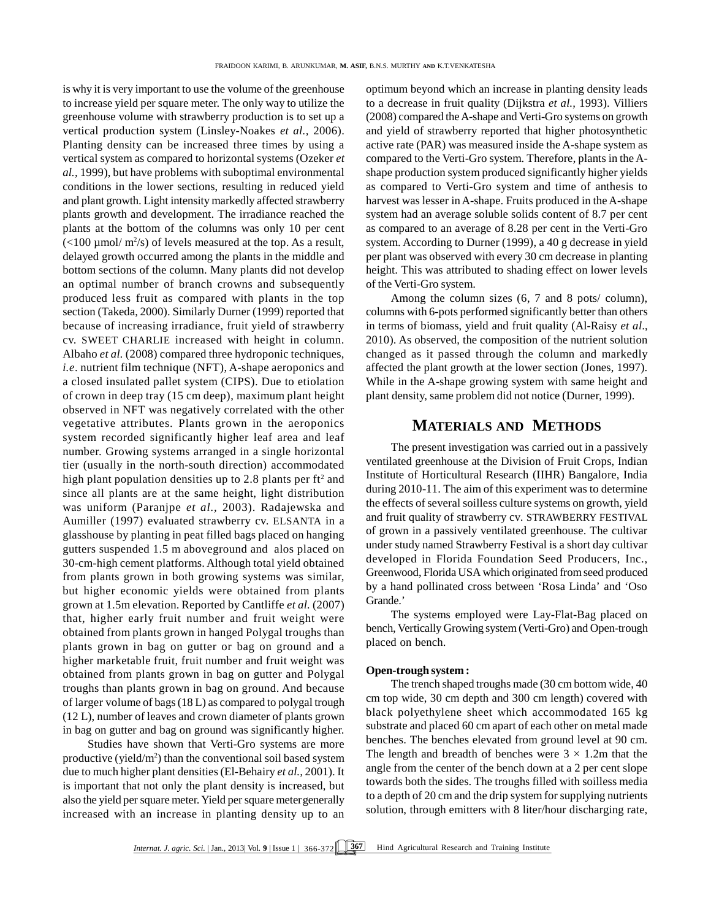is why it is very important to use the volume of the greenhouse to increase yield per square meter. The only way to utilize the greenhouse volume with strawberry production is to set up a vertical production system (Linsley-Noakes *et al.,* 2006). Planting density can be increased three times by using a vertical system as compared to horizontal systems (Ozeker *et al.,* 1999), but have problems with suboptimal environmental conditions in the lower sections, resulting in reduced yield and plant growth. Light intensity markedly affected strawberry plants growth and development. The irradiance reached the plants at the bottom of the columns was only 10 per cent (<100 µmol/ $m^2$/s) of levels measured at the top. As a result, delayed growth occurred among the plants in the middle and bottom sections of the column. Many plants did not develop an optimal number of branch crowns and subsequently produced less fruit as compared with plants in the top section (Takeda, 2000). Similarly Durner (1999) reported that because of increasing irradiance, fruit yield of strawberry cv. SWEET CHARLIE increased with height in column. Albaho *et al.* (2008) compared three hydroponic techniques, *i.e*. nutrient film technique (NFT), A-shape aeroponics and a closed insulated pallet system (CIPS). Due to etiolation of crown in deep tray (15 cm deep), maximum plant height observed in NFT was negatively correlated with the other vegetative attributes. Plants grown in the aeroponics system recorded significantly higher leaf area and leaf number. Growing systems arranged in a single horizontal tier (usually in the north-south direction) accommodated high plant population densities up to 2.8 plants per $ft^2$ and since all plants are at the same height, light distribution was uniform (Paranjpe *et al.,* 2003). Radajewska and Aumiller (1997) evaluated strawberry cv. ELSANTA in a glasshouse by planting in peat filled bags placed on hanging gutters suspended 1.5 m aboveground and alos placed on 30-cm-high cement platforms. Although total yield obtained from plants grown in both growing systems was similar, but higher economic yields were obtained from plants grown at 1.5m elevation. Reported by Cantliffe *et al.* (2007) that, higher early fruit number and fruit weight were obtained from plants grown in hanged Polygal troughs than plants grown in bag on gutter or bag on ground and a higher marketable fruit, fruit number and fruit weight was obtained from plants grown in bag on gutter and Polygal troughs than plants grown in bag on ground. And because of larger volume of bags (18 L) as compared to polygal trough (12 L), number of leaves and crown diameter of plants grown in bag on gutter and bag on ground was significantly higher.

Studies have shown that Verti-Gro systems are more productive (yield/$m^2$) than the conventional soil based system due to much higher plant densities (El-Behairy *et al.,* 2001). It is important that not only the plant density is increased, but also the yield per square meter. Yield per square meter generally increased with an increase in planting density up to an optimum beyond which an increase in planting density leads to a decrease in fruit quality (Dijkstra *et al.,* 1993). Villiers (2008) compared the A-shape and Verti-Gro systems on growth and yield of strawberry reported that higher photosynthetic active rate (PAR) was measured inside the A-shape system as compared to the Verti-Gro system. Therefore, plants in the A-shape production system produced significantly higher yields as compared to Verti-Gro system and time of anthesis to harvest was lesser in A-shape. Fruits produced in the A-shape system had an average soluble solids content of 8.7 per cent as compared to an average of 8.28 per cent in the Verti-Gro system. According to Durner (1999), a 40 g decrease in yield per plant was observed with every 30 cm decrease in planting height. This was attributed to shading effect on lower levels of the Verti-Gro system.

Among the column sizes (6, 7 and 8 pots/ column), columns with 6-pots performed significantly better than others in terms of biomass, yield and fruit quality (Al-Raisy *et al*., 2010). As observed, the composition of the nutrient solution changed as it passed through the column and markedly affected the plant growth at the lower section (Jones, 1997). While in the A-shape growing system with same height and plant density, same problem did not notice (Durner, 1999).

## MATERIALS AND METHODS

The present investigation was carried out in a passively ventilated greenhouse at the Division of Fruit Crops, Indian Institute of Horticultural Research (IIHR) Bangalore, India during 2010-11. The aim of this experiment was to determine the effects of several soilless culture systems on growth, yield and fruit quality of strawberry cv. STRAWBERRY FESTIVAL of grown in a passively ventilated greenhouse. The cultivar under study named Strawberry Festival is a short day cultivar developed in Florida Foundation Seed Producers, Inc., Greenwood, Florida USA which originated from seed produced by a hand pollinated cross between 'Rosa Linda' and 'Oso Grande.'

The systems employed were Lay-Flat-Bag placed on bench, Vertically Growing system (Verti-Gro) and Open-trough placed on bench.

**Open-trough system :**

The trench shaped troughs made (30 cm bottom wide, 40 cm top wide, 30 cm depth and 300 cm length) covered with black polyethylene sheet which accommodated 165 kg substrate and placed 60 cm apart of each other on metal made benches. The benches elevated from ground level at 90 cm. The length and breadth of benches were 3 × 1.2m that the angle from the center of the bench down at a 2 per cent slope towards both the sides. The troughs filled with soilless media to a depth of 20 cm and the drip system for supplying nutrients solution, through emitters with 8 liter/hour discharging rate,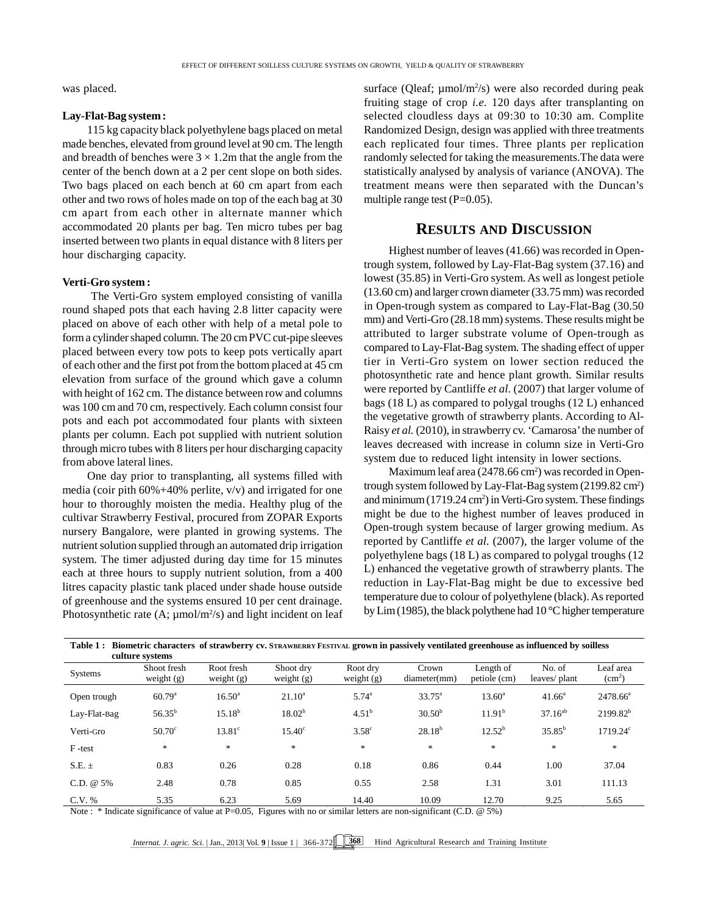was placed.

**Lay-Flat-Bag system :**

115 kg capacity black polyethylene bags placed on metal made benches, elevated from ground level at 90 cm. The length and breadth of benches were $3 \times 1.2$m that the angle from the center of the bench down at a 2 per cent slope on both sides. Two bags placed on each bench at 60 cm apart from each other and two rows of holes made on top of the each bag at 30 cm apart from each other in alternate manner which accommodated 20 plants per bag. Ten micro tubes per bag inserted between two plants in equal distance with 8 liters per hour discharging capacity.

**Verti-Gro system :**

The Verti-Gro system employed consisting of vanilla round shaped pots that each having 2.8 litter capacity were placed on above of each other with help of a metal pole to form a cylinder shaped column. The 20 cm PVC cut-pipe sleeves placed between every tow pots to keep pots vertically apart of each other and the first pot from the bottom placed at 45 cm elevation from surface of the ground which gave a column with height of 162 cm. The distance between row and columns was 100 cm and 70 cm, respectively. Each column consist four pots and each pot accommodated four plants with sixteen plants per column. Each pot supplied with nutrient solution through micro tubes with 8 liters per hour discharging capacity from above lateral lines.

One day prior to transplanting, all systems filled with media (coir pith 60%+40% perlite, v/v) and irrigated for one hour to thoroughly moisten the media. Healthy plug of the cultivar Strawberry Festival, procured from ZOPAR Exports nursery Bangalore, were planted in growing systems. The nutrient solution supplied through an automated drip irrigation system. The timer adjusted during day time for 15 minutes each at three hours to supply nutrient solution, from a 400 litres capacity plastic tank placed under shade house outside of greenhouse and the systems ensured 10 per cent drainage. Photosynthetic rate (A; µmol/m$^2$/s) and light incident on leaf surface (Qleaf; µmol/m$^2$/s) were also recorded during peak fruiting stage of crop *i.e.* 120 days after transplanting on selected cloudless days at 09:30 to 10:30 am. Complite Randomized Design, design was applied with three treatments each replicated four times. Three plants per replication randomly selected for taking the measurements.The data were statistically analysed by analysis of variance (ANOVA). The treatment means were then separated with the Duncan's multiple range test (P=0.05).

## RESULTS AND DISCUSSION

Highest number of leaves (41.66) was recorded in Open-trough system, followed by Lay-Flat-Bag system (37.16) and lowest (35.85) in Verti-Gro system. As well as longest petiole (13.60 cm) and larger crown diameter (33.75 mm) was recorded in Open-trough system as compared to Lay-Flat-Bag (30.50 mm) and Verti-Gro (28.18 mm) systems. These results might be attributed to larger substrate volume of Open-trough as compared to Lay-Flat-Bag system. The shading effect of upper tier in Verti-Gro system on lower section reduced the photosynthetic rate and hence plant growth. Similar results were reported by Cantliffe *et al.* (2007) that larger volume of bags (18 L) as compared to polygal troughs (12 L) enhanced the vegetative growth of strawberry plants. According to Al-Raisy *et al.* (2010), in strawberry cv. 'Camarosa' the number of leaves decreased with increase in column size in Verti-Gro system due to reduced light intensity in lower sections.

Maximum leaf area (2478.66 cm$^2$) was recorded in Open-trough system followed by Lay-Flat-Bag system (2199.82 cm$^2$) and minimum (1719.24 cm$^2$) in Verti-Gro system. These findings might be due to the highest number of leaves produced in Open-trough system because of larger growing medium. As reported by Cantliffe *et al.* (2007), the larger volume of the polyethylene bags (18 L) as compared to polygal troughs (12 L) enhanced the vegetative growth of strawberry plants. The reduction in Lay-Flat-Bag might be due to excessive bed temperature due to colour of polyethylene (black). As reported by Lim (1985), the black polythene had 10 °C higher temperature

**Table 1 : Biometric characters of strawberry cv. STRAWBERRY FESTIVAL grown in passively ventilated greenhouse as influenced by soilless culture systems**

| Systems | Shoot fresh weight (g) | Root fresh weight (g) | Shoot dry weight (g) | Root dry weight (g) | Crown diameter(mm) | Length of petiole (cm) | No. of leaves/ plant | Leaf area (cm$^2$) |
|---|---|---|---|---|---|---|---|---|
| Open trough | 60.79$^a$ | 16.50$^a$ | 21.10$^a$ | 5.74$^a$ | 33.75$^a$ | 13.60$^a$ | 41.66$^a$ | 2478.66$^a$ |
| Lay-Flat-Bag | 56.35$^b$ | 15.18$^b$ | 18.02$^b$ | 4.51$^b$ | 30.50$^b$ | 11.91$^b$ | 37.16$^{ab}$ | 2199.82$^b$ |
| Verti-Gro | 50.70$^c$ | 13.81$^c$ | 15.40$^c$ | 3.58$^c$ | 28.18$^b$ | 12.52$^b$ | 35.85$^b$ | 1719.24$^c$ |
| F -test | * | * | * | * | * | * | * | * |
| S.E. ± | 0.83 | 0.26 | 0.28 | 0.18 | 0.86 | 0.44 | 1.00 | 37.04 |
| C.D. @ 5% | 2.48 | 0.78 | 0.85 | 0.55 | 2.58 | 1.31 | 3.01 | 111.13 |
| C.V. % | 5.35 | 6.23 | 5.69 | 14.40 | 10.09 | 12.70 | 9.25 | 5.65 |

Note : * Indicate significance of value at P=0.05, Figures with no or similar letters are non-significant (C.D. @ 5%)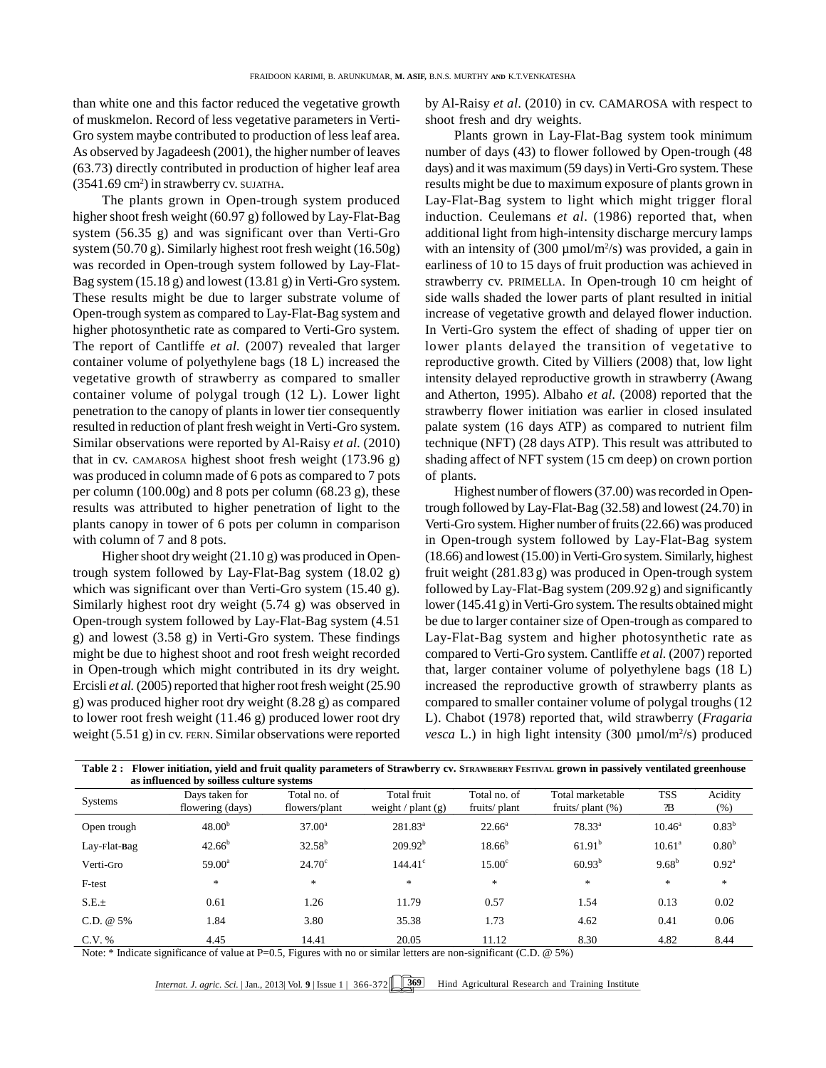than white one and this factor reduced the vegetative growth of muskmelon. Record of less vegetative parameters in Verti-Gro system maybe contributed to production of less leaf area. As observed by Jagadeesh (2001), the higher number of leaves (63.73) directly contributed in production of higher leaf area (3541.69 cm$^2$) in strawberry cv. SUJATHA.

The plants grown in Open-trough system produced higher shoot fresh weight (60.97 g) followed by Lay-Flat-Bag system (56.35 g) and was significant over than Verti-Gro system (50.70 g). Similarly highest root fresh weight (16.50g) was recorded in Open-trough system followed by Lay-Flat-Bag system (15.18 g) and lowest (13.81 g) in Verti-Gro system. These results might be due to larger substrate volume of Open-trough system as compared to Lay-Flat-Bag system and higher photosynthetic rate as compared to Verti-Gro system. The report of Cantliffe *et al.* (2007) revealed that larger container volume of polyethylene bags (18 L) increased the vegetative growth of strawberry as compared to smaller container volume of polygal trough (12 L). Lower light penetration to the canopy of plants in lower tier consequently resulted in reduction of plant fresh weight in Verti-Gro system. Similar observations were reported by Al-Raisy *et al.* (2010) that in cv. CAMAROSA highest shoot fresh weight (173.96 g) was produced in column made of 6 pots as compared to 7 pots per column (100.00g) and 8 pots per column (68.23 g), these results was attributed to higher penetration of light to the plants canopy in tower of 6 pots per column in comparison with column of 7 and 8 pots.

Higher shoot dry weight (21.10 g) was produced in Open-trough system followed by Lay-Flat-Bag system (18.02 g) which was significant over than Verti-Gro system (15.40 g). Similarly highest root dry weight (5.74 g) was observed in Open-trough system followed by Lay-Flat-Bag system (4.51 g) and lowest (3.58 g) in Verti-Gro system. These findings might be due to highest shoot and root fresh weight recorded in Open-trough which might contributed in its dry weight. Ercisli *et al.* (2005) reported that higher root fresh weight (25.90 g) was produced higher root dry weight (8.28 g) as compared to lower root fresh weight (11.46 g) produced lower root dry weight (5.51 g) in cv. FERN. Similar observations were reported by Al-Raisy *et al.* (2010) in cv. CAMAROSA with respect to shoot fresh and dry weights.

Plants grown in Lay-Flat-Bag system took minimum number of days (43) to flower followed by Open-trough (48 days) and it was maximum (59 days) in Verti-Gro system. These results might be due to maximum exposure of plants grown in Lay-Flat-Bag system to light which might trigger floral induction. Ceulemans *et al*. (1986) reported that, when additional light from high-intensity discharge mercury lamps with an intensity of (300 µmol/m$^2$/s) was provided, a gain in earliness of 10 to 15 days of fruit production was achieved in strawberry cv. PRIMELLA. In Open-trough 10 cm height of side walls shaded the lower parts of plant resulted in initial increase of vegetative growth and delayed flower induction. In Verti-Gro system the effect of shading of upper tier on lower plants delayed the transition of vegetative to reproductive growth. Cited by Villiers (2008) that, low light intensity delayed reproductive growth in strawberry (Awang and Atherton, 1995). Albaho *et al.* (2008) reported that the strawberry flower initiation was earlier in closed insulated palate system (16 days ATP) as compared to nutrient film technique (NFT) (28 days ATP). This result was attributed to shading affect of NFT system (15 cm deep) on crown portion of plants.

Highest number of flowers (37.00) was recorded in Open-trough followed by Lay-Flat-Bag (32.58) and lowest (24.70) in Verti-Gro system. Higher number of fruits (22.66) was produced in Open-trough system followed by Lay-Flat-Bag system (18.66) and lowest (15.00) in Verti-Gro system. Similarly, highest fruit weight (281.83 g) was produced in Open-trough system followed by Lay-Flat-Bag system (209.92 g) and significantly lower (145.41 g) in Verti-Gro system. The results obtained might be due to larger container size of Open-trough as compared to Lay-Flat-Bag system and higher photosynthetic rate as compared to Verti-Gro system. Cantliffe *et al.* (2007) reported that, larger container volume of polyethylene bags (18 L) increased the reproductive growth of strawberry plants as compared to smaller container volume of polygal troughs (12 L). Chabot (1978) reported that, wild strawberry (*Fragaria vesca* L.) in high light intensity (300 µmol/m$^2$/s) produced

**Table 2 : Flower initiation, yield and fruit quality parameters of Strawberry cv. STRAWBERRY FESTIVAL grown in passively ventilated greenhouse as influenced by soilless culture systems**

| Systems | Days taken for flowering (days) | Total no. of flowers/plant | Total fruit weight / plant (g) | Total no. of fruits/ plant | Total marketable fruits/ plant (%) | TSS ?B | Acidity (%) |
|---|---|---|---|---|---|---|---|
| Open trough | 48.00[b] | 37.00[a] | 281.83[a] | 22.66[a] | 78.33[a] | 10.46[a] | 0.83[b] |
| Lay-Flat-Bag | 42.66[b] | 32.58[b] | 209.92[b] | 18.66[b] | 61.91[b] | 10.61[a] | 0.80[b] |
| Verti-Gro | 59.00[a] | 24.70[c] | 144.41[c] | 15.00[c] | 60.93[b] | 9.68[b] | 0.92[a] |
| F-test | * | * | * | * | * | * | * |
| S.E.± | 0.61 | 1.26 | 11.79 | 0.57 | 1.54 | 0.13 | 0.02 |
| C.D. @ 5% | 1.84 | 3.80 | 35.38 | 1.73 | 4.62 | 0.41 | 0.06 |
| C.V. % | 4.45 | 14.41 | 20.05 | 11.12 | 8.30 | 4.82 | 8.44 |

Note: * Indicate significance of value at P=0.5, Figures with no or similar letters are non-significant (C.D. @ 5%)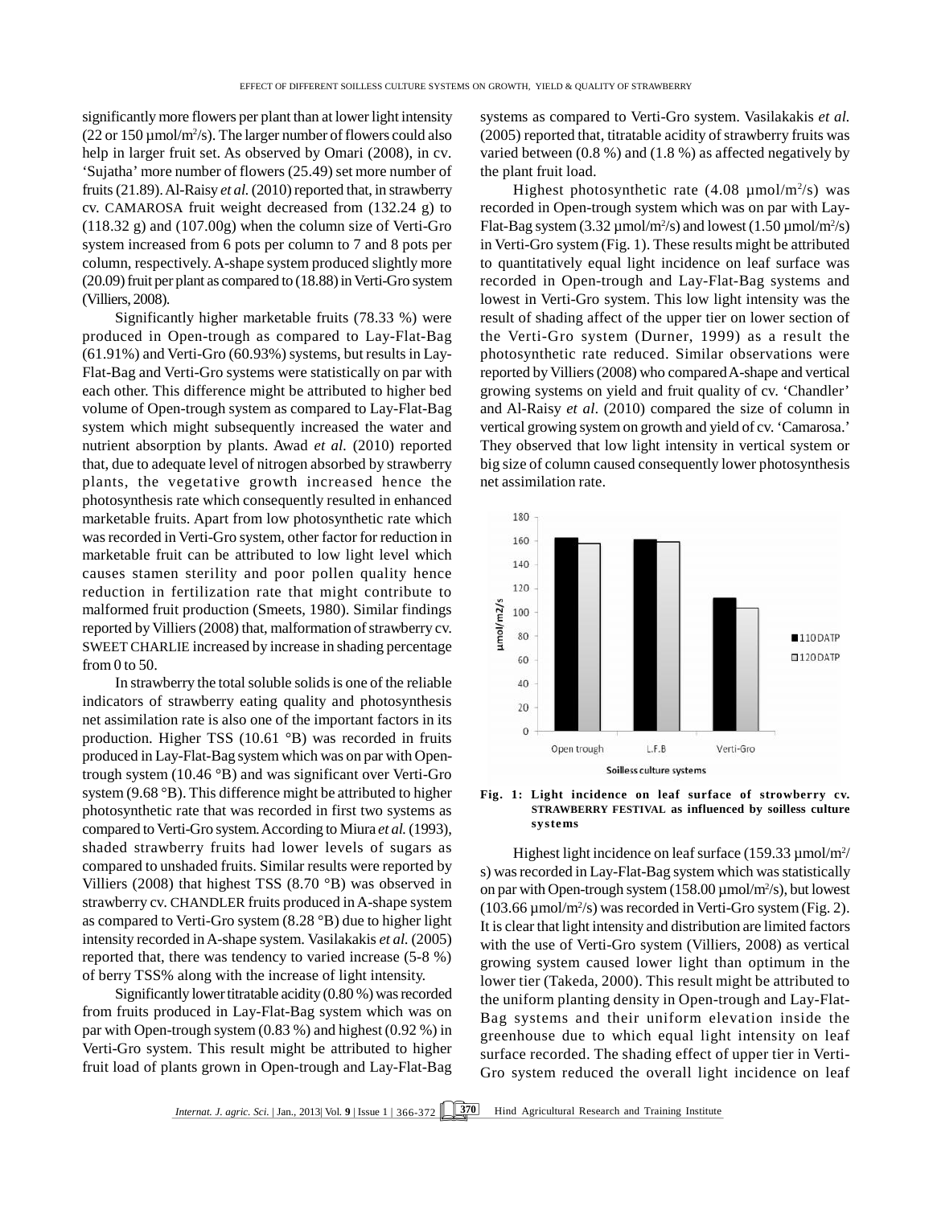significantly more flowers per plant than at lower light intensity (22 or 150 µmol/m$^2$/s). The larger number of flowers could also help in larger fruit set. As observed by Omari (2008), in cv. 'Sujatha' more number of flowers (25.49) set more number of fruits (21.89). Al-Raisy *et al.* (2010) reported that, in strawberry cv. CAMAROSA fruit weight decreased from (132.24 g) to (118.32 g) and (107.00g) when the column size of Verti-Gro system increased from 6 pots per column to 7 and 8 pots per column, respectively. A-shape system produced slightly more (20.09) fruit per plant as compared to (18.88) in Verti-Gro system (Villiers, 2008).

Significantly higher marketable fruits (78.33 %) were produced in Open-trough as compared to Lay-Flat-Bag (61.91%) and Verti-Gro (60.93%) systems, but results in Lay-Flat-Bag and Verti-Gro systems were statistically on par with each other. This difference might be attributed to higher bed volume of Open-trough system as compared to Lay-Flat-Bag system which might subsequently increased the water and nutrient absorption by plants. Awad *et al.* (2010) reported that, due to adequate level of nitrogen absorbed by strawberry plants, the vegetative growth increased hence the photosynthesis rate which consequently resulted in enhanced marketable fruits. Apart from low photosynthetic rate which was recorded in Verti-Gro system, other factor for reduction in marketable fruit can be attributed to low light level which causes stamen sterility and poor pollen quality hence reduction in fertilization rate that might contribute to malformed fruit production (Smeets, 1980). Similar findings reported by Villiers (2008) that, malformation of strawberry cv. SWEET CHARLIE increased by increase in shading percentage from 0 to 50.

In strawberry the total soluble solids is one of the reliable indicators of strawberry eating quality and photosynthesis net assimilation rate is also one of the important factors in its production. Higher TSS (10.61 °B) was recorded in fruits produced in Lay-Flat-Bag system which was on par with Open-trough system (10.46 °B) and was significant over Verti-Gro system (9.68 °B). This difference might be attributed to higher photosynthetic rate that was recorded in first two systems as compared to Verti-Gro system. According to Miura *et al.* (1993), shaded strawberry fruits had lower levels of sugars as compared to unshaded fruits. Similar results were reported by Villiers (2008) that highest TSS (8.70 °B) was observed in strawberry cv. CHANDLER fruits produced in A-shape system as compared to Verti-Gro system (8.28 °B) due to higher light intensity recorded in A-shape system. Vasilakakis *et al.* (2005) reported that, there was tendency to varied increase (5-8 %) of berry TSS% along with the increase of light intensity.

Significantly lower titratable acidity (0.80 %) was recorded from fruits produced in Lay-Flat-Bag system which was on par with Open-trough system (0.83 %) and highest (0.92 %) in Verti-Gro system. This result might be attributed to higher fruit load of plants grown in Open-trough and Lay-Flat-Bag systems as compared to Verti-Gro system. Vasilakakis *et al.* (2005) reported that, titratable acidity of strawberry fruits was varied between (0.8 %) and (1.8 %) as affected negatively by the plant fruit load.

Highest photosynthetic rate (4.08 µmol/m$^2$/s) was recorded in Open-trough system which was on par with Lay-Flat-Bag system (3.32 µmol/m$^2$/s) and lowest (1.50 µmol/m$^2$/s) in Verti-Gro system (Fig. 1). These results might be attributed to quantitatively equal light incidence on leaf surface was recorded in Open-trough and Lay-Flat-Bag systems and lowest in Verti-Gro system. This low light intensity was the result of shading affect of the upper tier on lower section of the Verti-Gro system (Durner, 1999) as a result the photosynthetic rate reduced. Similar observations were reported by Villiers (2008) who compared A-shape and vertical growing systems on yield and fruit quality of cv. 'Chandler' and Al-Raisy *et al.* (2010) compared the size of column in vertical growing system on growth and yield of cv. 'Camarosa.' They observed that low light intensity in vertical system or big size of column caused consequently lower photosynthesis net assimilation rate.

**Fig. 1: Light incidence on leaf surface of strowberry cv. STRAWBERRY FESTIVAL as influenced by soilless culture systems**

Highest light incidence on leaf surface (159.33 µmol/m$^2$/s) was recorded in Lay-Flat-Bag system which was statistically on par with Open-trough system (158.00 µmol/m$^2$/s), but lowest (103.66 µmol/m$^2$/s) was recorded in Verti-Gro system (Fig. 2). It is clear that light intensity and distribution are limited factors with the use of Verti-Gro system (Villiers, 2008) as vertical growing system caused lower light than optimum in the lower tier (Takeda, 2000). This result might be attributed to the uniform planting density in Open-trough and Lay-Flat-Bag systems and their uniform elevation inside the greenhouse due to which equal light intensity on leaf surface recorded. The shading effect of upper tier in Verti-Gro system reduced the overall light incidence on leaf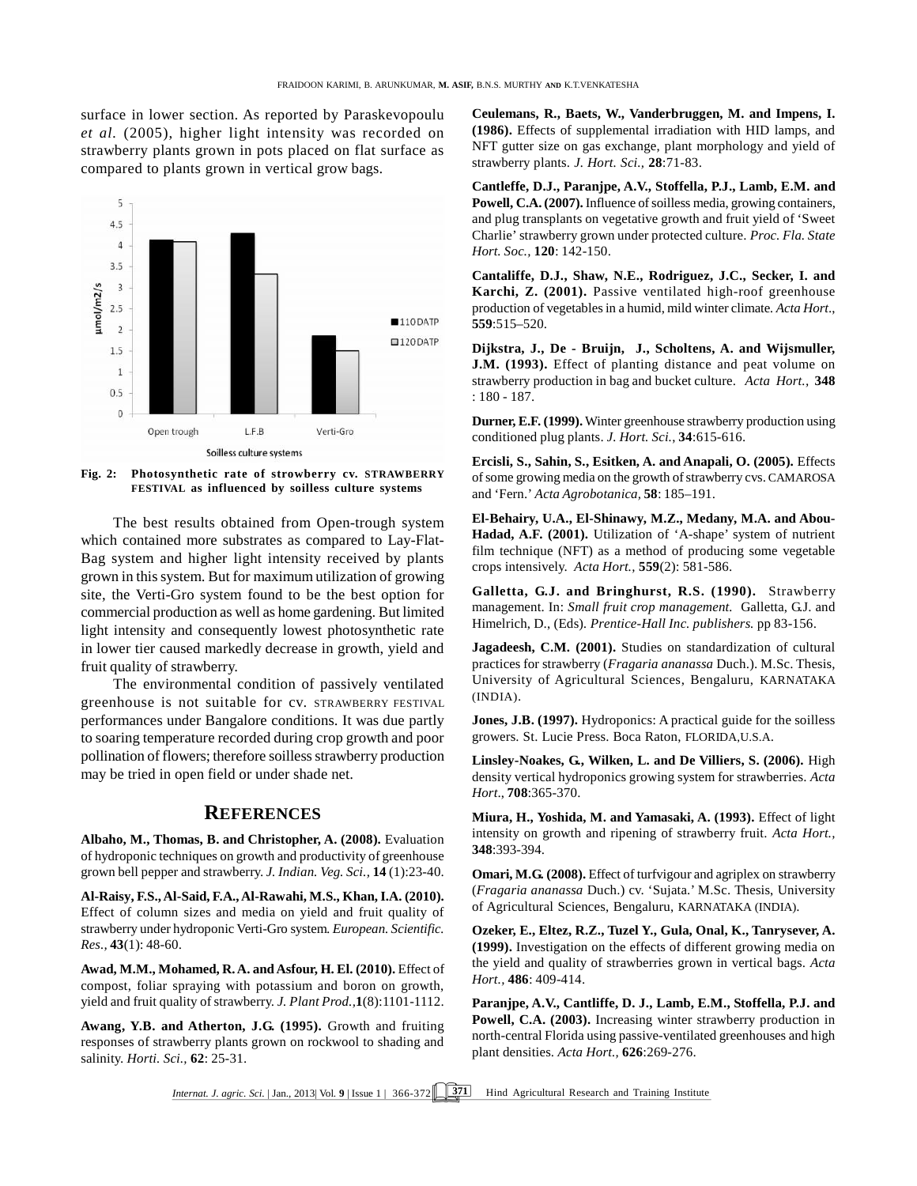surface in lower section. As reported by Paraskevopoulu *et al.* (2005), higher light intensity was recorded on strawberry plants grown in pots placed on flat surface as compared to plants grown in vertical grow bags.

**Fig. 2: Photosynthetic rate of strowberry cv. STRAWBERRY FESTIVAL as influenced by soilless culture systems**

The best results obtained from Open-trough system which contained more substrates as compared to Lay-Flat-Bag system and higher light intensity received by plants grown in this system. But for maximum utilization of growing site, the Verti-Gro system found to be the best option for commercial production as well as home gardening. But limited light intensity and consequently lowest photosynthetic rate in lower tier caused markedly decrease in growth, yield and fruit quality of strawberry.

The environmental condition of passively ventilated greenhouse is not suitable for cv. STRAWBERRY FESTIVAL performances under Bangalore conditions. It was due partly to soaring temperature recorded during crop growth and poor pollination of flowers; therefore soilless strawberry production may be tried in open field or under shade net.

## REFERENCES

**Albaho, M., Thomas, B. and Christopher, A. (2008).** Evaluation of hydroponic techniques on growth and productivity of greenhouse grown bell pepper and strawberry. *J. Indian. Veg. Sci.,* **14** (1):23-40.

**Al-Raisy, F.S., Al-Said, F.A., Al-Rawahi, M.S., Khan, I.A. (2010).** Effect of column sizes and media on yield and fruit quality of strawberry under hydroponic Verti-Gro system. *European. Scientific. Res.,* **43**(1): 48-60.

**Awad, M.M., Mohamed, R.A. and Asfour, H. El. (2010).** Effect of compost, foliar spraying with potassium and boron on growth, yield and fruit quality of strawberry. *J. Plant Prod.,***1**(8):1101-1112.

**Awang, Y.B. and Atherton, J.G. (1995).** Growth and fruiting responses of strawberry plants grown on rockwool to shading and salinity. *Horti. Sci.,* **62**: 25-31.

**Ceulemans, R., Baets, W., Vanderbruggen, M. and Impens, I. (1986).** Effects of supplemental irradiation with HID lamps, and NFT gutter size on gas exchange, plant morphology and yield of strawberry plants. *J. Hort. Sci.,* **28**:71-83.

**Cantleffe, D.J., Paranjpe, A.V., Stoffella, P.J., Lamb, E.M. and Powell, C.A. (2007).** Influence of soilless media, growing containers, and plug transplants on vegetative growth and fruit yield of 'Sweet Charlie' strawberry grown under protected culture. *Proc. Fla. State Hort. Soc.,* **120**: 142-150.

**Cantaliffe, D.J., Shaw, N.E., Rodriguez, J.C., Secker, I. and Karchi, Z. (2001).** Passive ventilated high-roof greenhouse production of vegetables in a humid, mild winter climate. *Acta Hort*., **559**:515–520.

**Dijkstra, J., De - Bruijn, J., Scholtens, A. and Wijsmuller, J.M. (1993).** Effect of planting distance and peat volume on strawberry production in bag and bucket culture. *Acta Hort.,* **348** : 180 - 187.

**Durner, E.F. (1999).** Winter greenhouse strawberry production using conditioned plug plants. *J. Hort. Sci.*, **34**:615-616.

**Ercisli, S., Sahin, S., Esitken, A. and Anapali, O. (2005).** Effects of some growing media on the growth of strawberry cvs. CAMAROSA and 'Fern.' *Acta Agrobotanica,* **58**: 185–191.

**El-Behairy, U.A., El-Shinawy, M.Z., Medany, M.A. and Abou-Hadad, A.F. (2001).** Utilization of 'A-shape' system of nutrient film technique (NFT) as a method of producing some vegetable crops intensively. *Acta Hort.,* **559**(2): 581-586.

**Galletta, G.J. and Bringhurst, R.S. (1990).** Strawberry management. In: *Small fruit crop management.* Galletta, G.J. and Himelrich, D., (Eds). *Prentice-Hall Inc. publishers.* pp 83-156.

**Jagadeesh, C.M. (2001).** Studies on standardization of cultural practices for strawberry (*Fragaria ananassa* Duch.). M.Sc. Thesis, University of Agricultural Sciences, Bengaluru, KARNATAKA (INDIA).

**Jones, J.B. (1997).** Hydroponics: A practical guide for the soilless growers. St. Lucie Press. Boca Raton, FLORIDA,U.S.A.

**Linsley-Noakes, G., Wilken, L. and De Villiers, S. (2006).** High density vertical hydroponics growing system for strawberries. *Acta Hort*., **708**:365-370.

**Miura, H., Yoshida, M. and Yamasaki, A. (1993).** Effect of light intensity on growth and ripening of strawberry fruit. *Acta Hort.,* **348**:393-394.

**Omari, M.G. (2008).** Effect of turfvigour and agriplex on strawberry (*Fragaria ananassa* Duch.) cv. 'Sujata.' M.Sc. Thesis, University of Agricultural Sciences, Bengaluru, KARNATAKA (INDIA).

**Ozeker, E., Eltez, R.Z., Tuzel Y., Gula, Onal, K., Tanrysever, A. (1999).** Investigation on the effects of different growing media on the yield and quality of strawberries grown in vertical bags. *Acta Hort.,* **486**: 409-414.

**Paranjpe, A.V., Cantliffe, D. J., Lamb, E.M., Stoffella, P.J. and Powell, C.A. (2003).** Increasing winter strawberry production in north-central Florida using passive-ventilated greenhouses and high plant densities. *Acta Hort.,* **626**:269-276.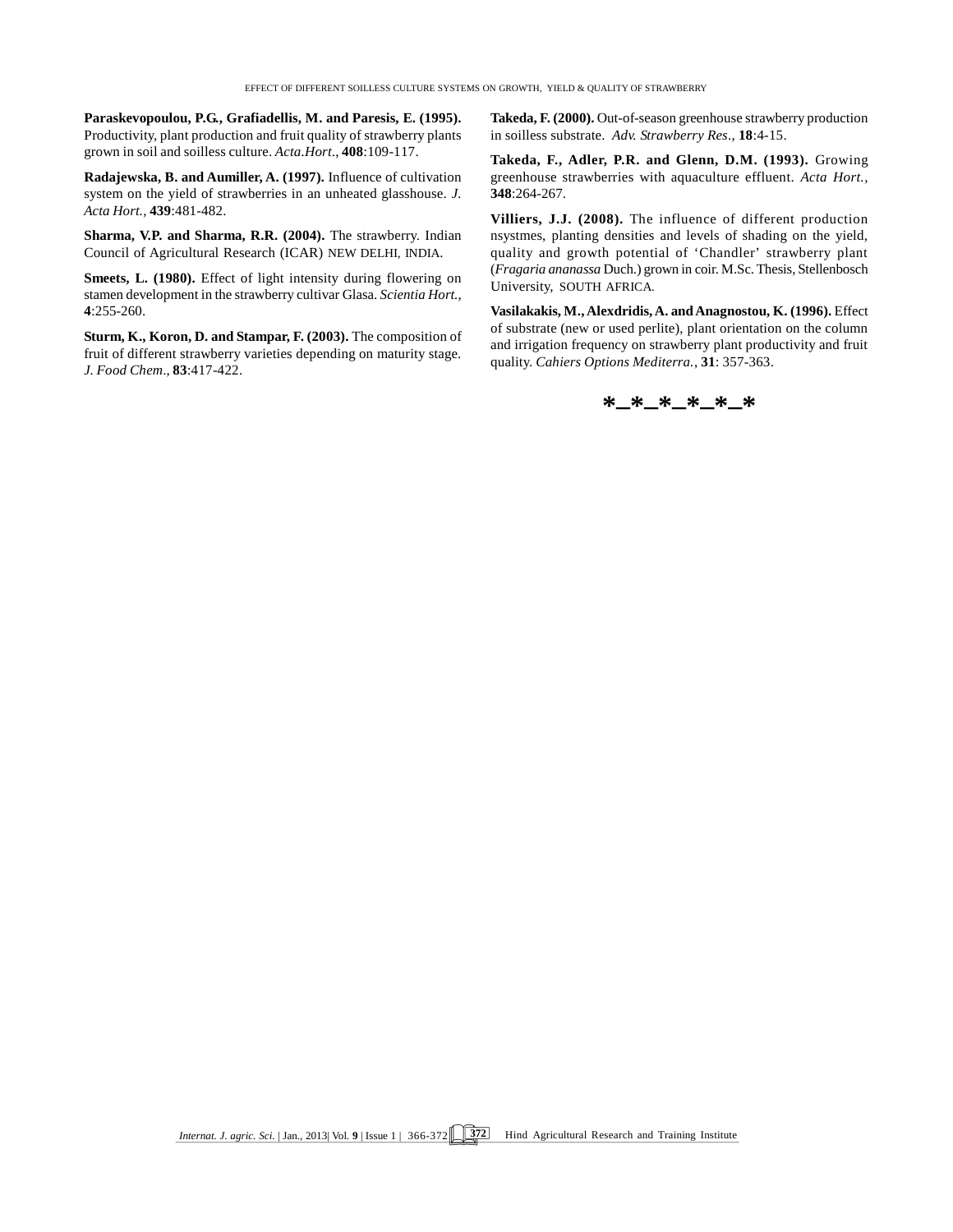**Paraskevopoulou, P.G., Grafiadellis, M. and Paresis, E. (1995).** Productivity, plant production and fruit quality of strawberry plants grown in soil and soilless culture. *Acta.Hort*., **408**:109-117.

**Radajewska, B. and Aumiller, A. (1997).** Influence of cultivation system on the yield of strawberries in an unheated glasshouse. *J. Acta Hort.*, **439**:481-482.

**Sharma, V.P. and Sharma, R.R. (2004).** The strawberry. Indian Council of Agricultural Research (ICAR) NEW DELHI, INDIA.

**Smeets, L. (1980).** Effect of light intensity during flowering on stamen development in the strawberry cultivar Glasa. *Scientia Hort.*, **4**:255-260.

**Sturm, K., Koron, D. and Stampar, F. (2003).** The composition of fruit of different strawberry varieties depending on maturity stage. *J. Food Chem*., **83**:417-422.

**Takeda, F. (2000).** Out-of-season greenhouse strawberry production in soilless substrate. *Adv. Strawberry Res*., **18**:4-15.

**Takeda, F., Adler, P.R. and Glenn, D.M. (1993).** Growing greenhouse strawberries with aquaculture effluent. *Acta Hort.*, **348**:264-267.

**Villiers, J.J. (2008).** The influence of different production nsystmes, planting densities and levels of shading on the yield, quality and growth potential of 'Chandler' strawberry plant (*Fragaria ananassa* Duch.) grown in coir. M.Sc. Thesis, Stellenbosch University, SOUTH AFRICA.

**Vasilakakis, M., Alexdridis, A. and Anagnostou, K. (1996).** Effect of substrate (new or used perlite), plant orientation on the column and irrigation frequency on strawberry plant productivity and fruit quality. *Cahiers Options Mediterra.*, **31**: 357-363.

*_*_*_*_*_*